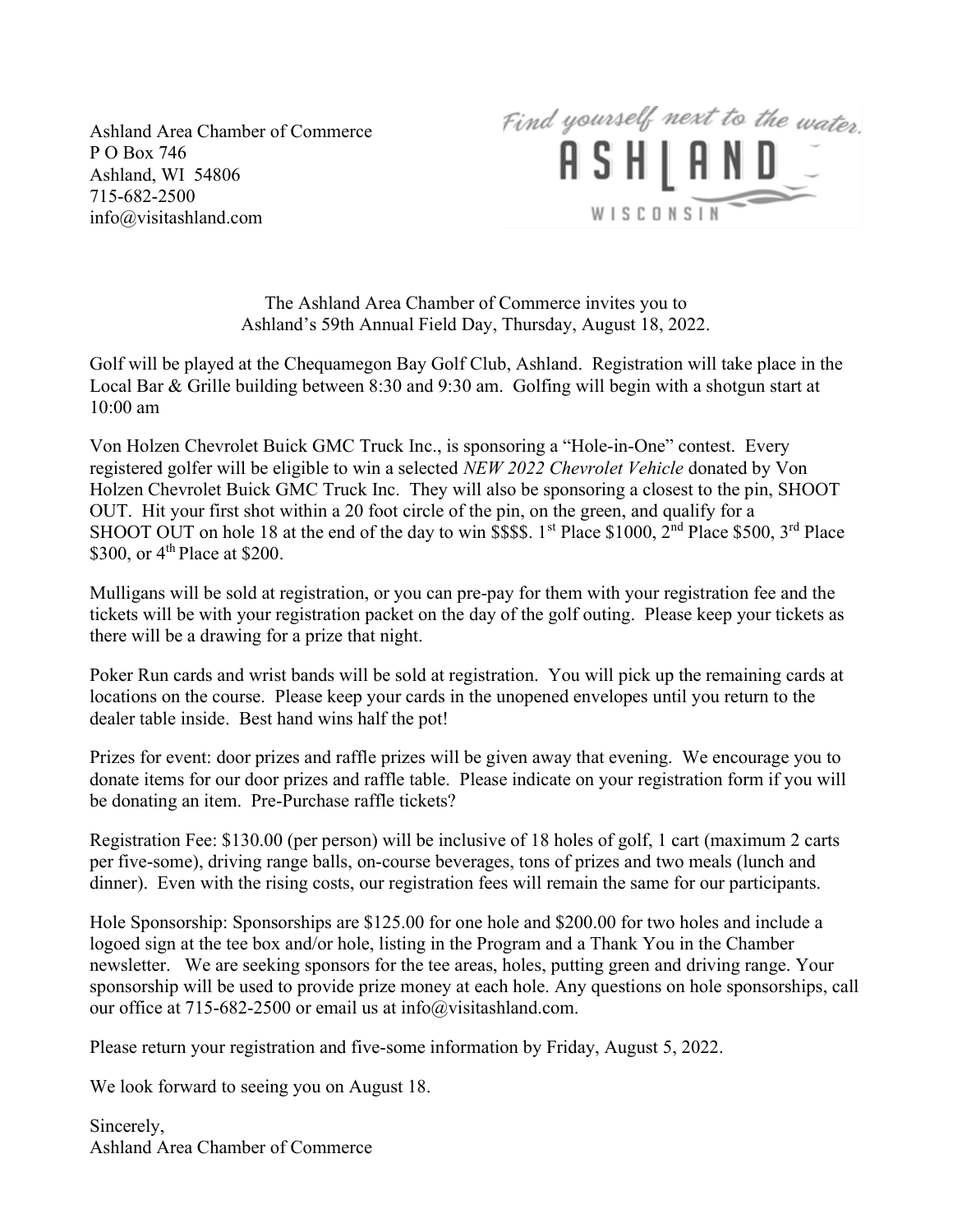Ashland Area Chamber of Commerce
P O Box 746
Ashland, WI 54806
715-682-2500
info@visitashland.com

Find yourself next to the water.
ASHLAND
WISCONSIN

The Ashland Area Chamber of Commerce invites you to
Ashland's 59th Annual Field Day, Thursday, August 18, 2022.

Golf will be played at the Chequamegon Bay Golf Club, Ashland. Registration will take place in the Local Bar & Grille building between 8:30 and 9:30 am. Golfing will begin with a shotgun start at 10:00 am

Von Holzen Chevrolet Buick GMC Truck Inc., is sponsoring a "Hole-in-One" contest. Every registered golfer will be eligible to win a selected *NEW 2022 Chevrolet Vehicle* donated by Von Holzen Chevrolet Buick GMC Truck Inc. They will also be sponsoring a closest to the pin, SHOOT OUT. Hit your first shot within a 20 foot circle of the pin, on the green, and qualify for a SHOOT OUT on hole 18 at the end of the day to win $$$$. 1st Place $1000, 2nd Place $500, 3rd Place $300, or 4th Place at $200.

Mulligans will be sold at registration, or you can pre-pay for them with your registration fee and the tickets will be with your registration packet on the day of the golf outing. Please keep your tickets as there will be a drawing for a prize that night.

Poker Run cards and wrist bands will be sold at registration. You will pick up the remaining cards at locations on the course. Please keep your cards in the unopened envelopes until you return to the dealer table inside. Best hand wins half the pot!

Prizes for event: door prizes and raffle prizes will be given away that evening. We encourage you to donate items for our door prizes and raffle table. Please indicate on your registration form if you will be donating an item. Pre-Purchase raffle tickets?

Registration Fee: $130.00 (per person) will be inclusive of 18 holes of golf, 1 cart (maximum 2 carts per five-some), driving range balls, on-course beverages, tons of prizes and two meals (lunch and dinner). Even with the rising costs, our registration fees will remain the same for our participants.

Hole Sponsorship: Sponsorships are $125.00 for one hole and $200.00 for two holes and include a logoed sign at the tee box and/or hole, listing in the Program and a Thank You in the Chamber newsletter. We are seeking sponsors for the tee areas, holes, putting green and driving range. Your sponsorship will be used to provide prize money at each hole. Any questions on hole sponsorships, call our office at 715-682-2500 or email us at info@visitashland.com.

Please return your registration and five-some information by Friday, August 5, 2022.

We look forward to seeing you on August 18.

Sincerely,
Ashland Area Chamber of Commerce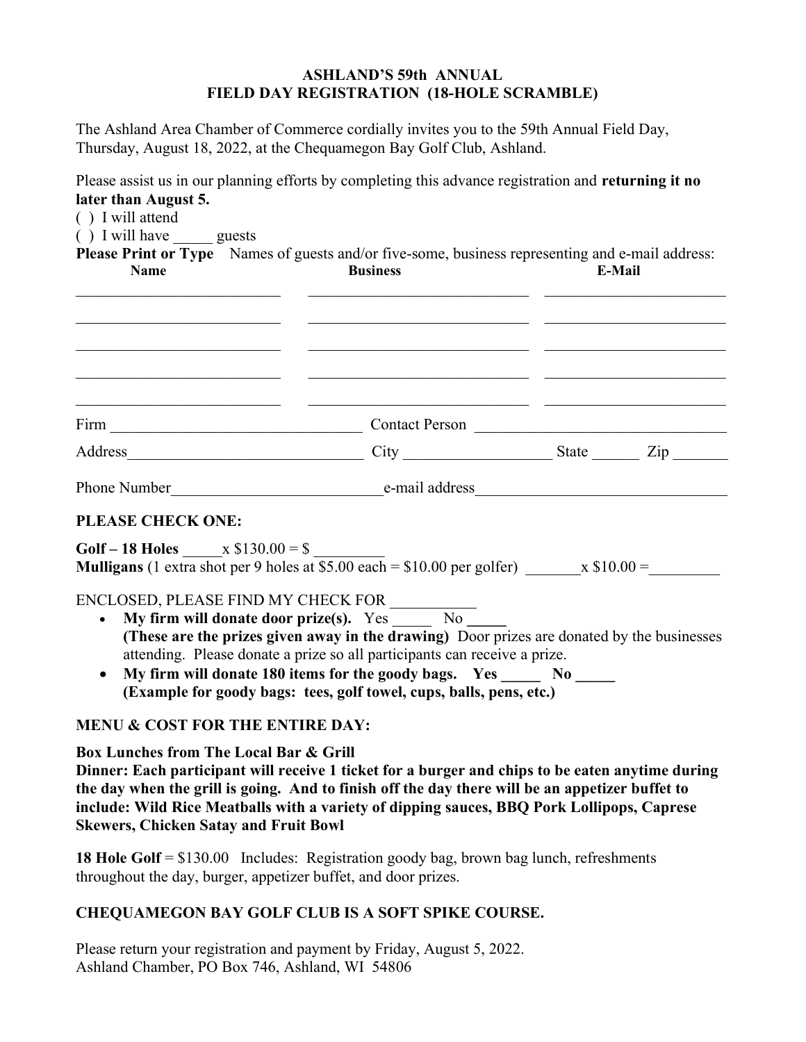**ASHLAND'S 59th ANNUAL**
**FIELD DAY REGISTRATION (18-HOLE SCRAMBLE)**

The Ashland Area Chamber of Commerce cordially invites you to the 59th Annual Field Day, Thursday, August 18, 2022, at the Chequamegon Bay Golf Club, Ashland.

Please assist us in our planning efforts by completing this advance registration and **returning it no later than August 5.**

( ) I will attend

( ) I will have _____ guests

**Please Print or Type** Names of guests and/or five-some, business representing and e-mail address:

| Name | Business | E-Mail |
|---|---|---|
| ___________________________ | _____________________________ | _______________________ |
| ___________________________ | _____________________________ | _______________________ |
| ___________________________ | _____________________________ | _______________________ |
| ___________________________ | _____________________________ | _______________________ |
| ___________________________ | _____________________________ | _______________________ |

Firm ________________________________ Contact Person ________________________________

Address______________________________ City __________________ State ______ Zip _______

Phone Number___________________________e-mail address_______________________________

**PLEASE CHECK ONE:**

**Golf – 18 Holes** _____x $130.00 = $ _________

**Mulligans** (1 extra shot per 9 holes at $5.00 each = $10.00 per golfer) _______x $10.00 =_________

ENCLOSED, PLEASE FIND MY CHECK FOR ___________

- **My firm will donate door prize(s).** Yes _____ No _____
  **(These are the prizes given away in the drawing)** Door prizes are donated by the businesses attending. Please donate a prize so all participants can receive a prize.
- **My firm will donate 180 items for the goody bags. Yes _____ No _____**
  **(Example for goody bags: tees, golf towel, cups, balls, pens, etc.)**

**MENU & COST FOR THE ENTIRE DAY:**

**Box Lunches from The Local Bar & Grill**
**Dinner: Each participant will receive 1 ticket for a burger and chips to be eaten anytime during the day when the grill is going. And to finish off the day there will be an appetizer buffet to include: Wild Rice Meatballs with a variety of dipping sauces, BBQ Pork Lollipops, Caprese Skewers, Chicken Satay and Fruit Bowl**

**18 Hole Golf** = $130.00 Includes: Registration goody bag, brown bag lunch, refreshments throughout the day, burger, appetizer buffet, and door prizes.

**CHEQUAMEGON BAY GOLF CLUB IS A SOFT SPIKE COURSE.**

Please return your registration and payment by Friday, August 5, 2022.
Ashland Chamber, PO Box 746, Ashland, WI 54806